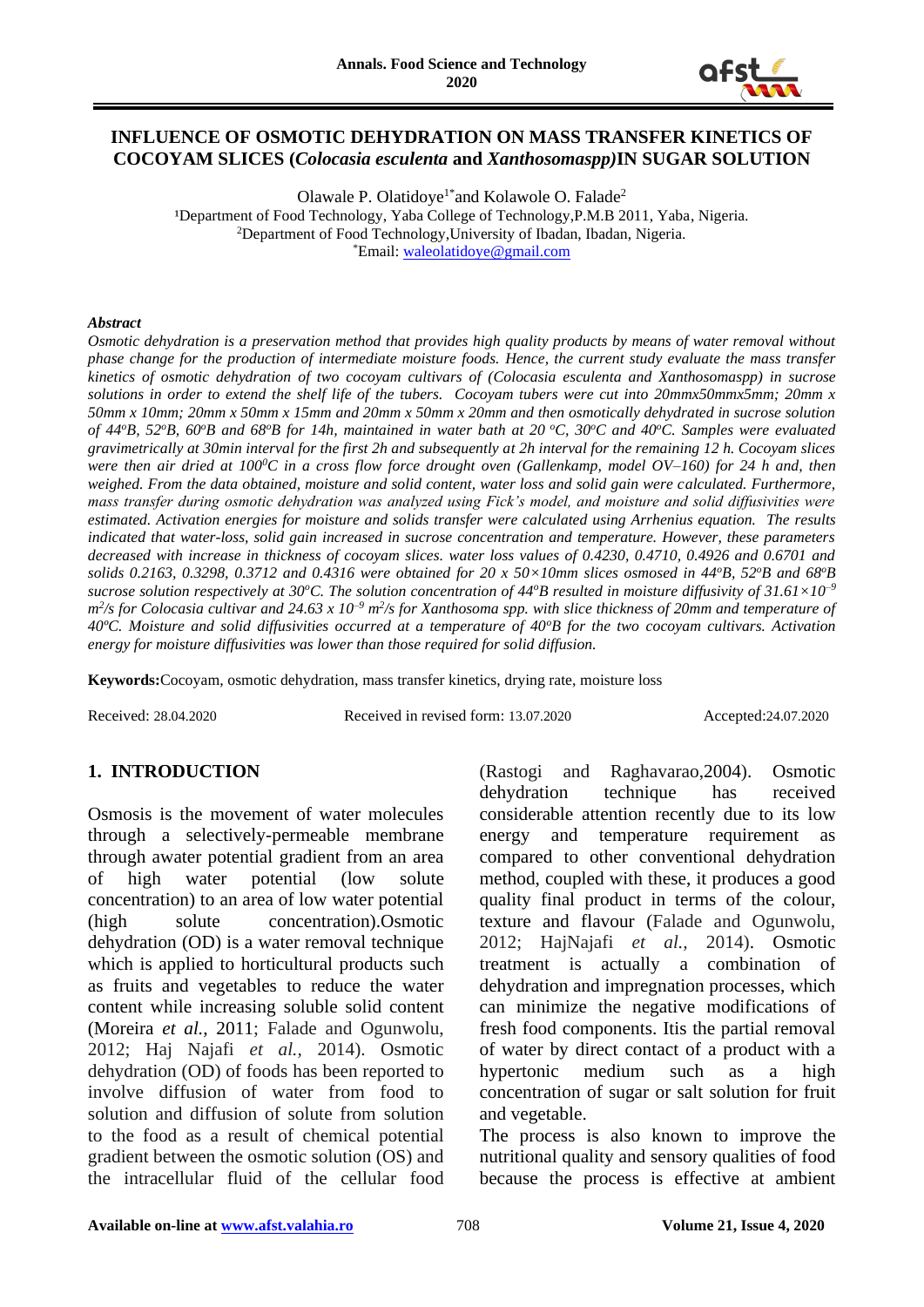# INFLUENCE OF OSMOTIC DEHYDRATION ON MASS TRANSFER KINETICS OF COCOYAM SLICES (*Colocasia esculenta* and *Xanthosomaspp)*IN SUGAR SOLUTION

Olawale P. Olatidoye[1*]and Kolawole O. Falade[2]

[1]Department of Food Technology, Yaba College of Technology,P.M.B 2011, Yaba, Nigeria.
[2]Department of Food Technology,University of Ibadan, Ibadan, Nigeria.
[*]Email: waleolatidoye@gmail.com

### *Abstract*

*Osmotic dehydration is a preservation method that provides high quality products by means of water removal without phase change for the production of intermediate moisture foods. Hence, the current study evaluate the mass transfer kinetics of osmotic dehydration of two cocoyam cultivars of (Colocasia esculenta and Xanthosomaspp) in sucrose solutions in order to extend the shelf life of the tubers. Cocoyam tubers were cut into 20mmx50mmx5mm; 20mm x 50mm x 10mm; 20mm x 50mm x 15mm and 20mm x 50mm x 20mm and then osmotically dehydrated in sucrose solution of 44°B, 52°B, 60°B and 68°B for 14h, maintained in water bath at 20 °C, 30°C and 40°C. Samples were evaluated gravimetrically at 30min interval for the first 2h and subsequently at 2h interval for the remaining 12 h. Cocoyam slices were then air dried at 100$^{0}$C in a cross flow force drought oven (Gallenkamp, model OV–160) for 24 h and, then weighed. From the data obtained, moisture and solid content, water loss and solid gain were calculated. Furthermore, mass transfer during osmotic dehydration was analyzed using Fick's model, and moisture and solid diffusivities were estimated. Activation energies for moisture and solids transfer were calculated using Arrhenius equation. The results indicated that water-loss, solid gain increased in sucrose concentration and temperature. However, these parameters decreased with increase in thickness of cocoyam slices. water loss values of 0.4230, 0.4710, 0.4926 and 0.6701 and solids 0.2163, 0.3298, 0.3712 and 0.4316 were obtained for 20 x 50×10mm slices osmosed in 44°B, 52°B and 68°B sucrose solution respectively at 30°C. The solution concentration of 44°B resulted in moisture diffusivity of 31.61×10$^{-9}$ m$^{2}$/s for Colocasia cultivar and 24.63 x 10$^{-9}$ m$^{2}$/s for Xanthosoma spp. with slice thickness of 20mm and temperature of 40°C. Moisture and solid diffusivities occurred at a temperature of 40°B for the two cocoyam cultivars. Activation energy for moisture diffusivities was lower than those required for solid diffusion.*

**Keywords:**Cocoyam, osmotic dehydration, mass transfer kinetics, drying rate, moisture loss

Received: 28.04.2020 Received in revised form: 13.07.2020 Accepted:24.07.2020

## 1. INTRODUCTION

Osmosis is the movement of water molecules through a selectively-permeable membrane through awater potential gradient from an area of high water potential (low solute concentration) to an area of low water potential (high solute concentration).Osmotic dehydration (OD) is a water removal technique which is applied to horticultural products such as fruits and vegetables to reduce the water content while increasing soluble solid content (Moreira *et al.*, 2011; Falade and Ogunwolu, 2012; Haj Najafi *et al.*, 2014). Osmotic dehydration (OD) of foods has been reported to involve diffusion of water from food to solution and diffusion of solute from solution to the food as a result of chemical potential gradient between the osmotic solution (OS) and the intracellular fluid of the cellular food (Rastogi and Raghavarao,2004). Osmotic dehydration technique has received considerable attention recently due to its low energy and temperature requirement as compared to other conventional dehydration method, coupled with these, it produces a good quality final product in terms of the colour, texture and flavour (Falade and Ogunwolu, 2012; HajNajafi *et al.,* 2014). Osmotic treatment is actually a combination of dehydration and impregnation processes, which can minimize the negative modifications of fresh food components. Itis the partial removal of water by direct contact of a product with a hypertonic medium such as a high concentration of sugar or salt solution for fruit and vegetable.

The process is also known to improve the nutritional quality and sensory qualities of food because the process is effective at ambient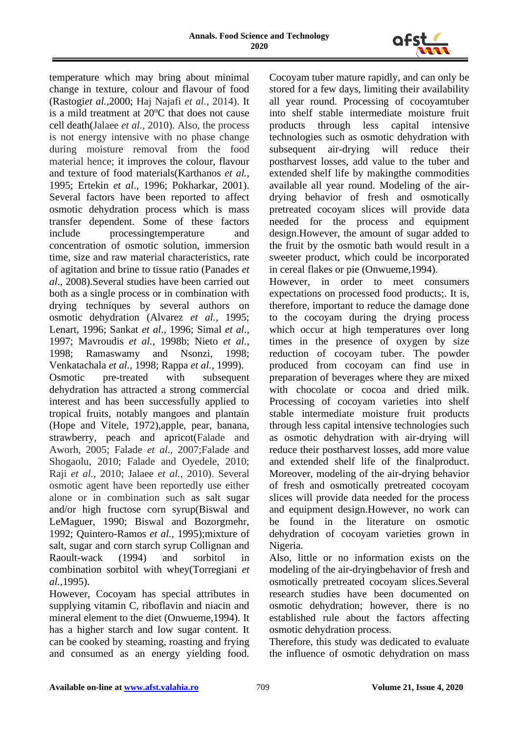temperature which may bring about minimal change in texture, colour and flavour of food (Rastogi*et al.*,2000; Haj Najafi *et al.,* 2014). It is a mild treatment at 20$^{o}$C that does not cause cell death(Jalaee *et al*., 2010). Also, the process is not energy intensive with no phase change during moisture removal from the food material hence; it improves the colour, flavour and texture of food materials(Karthanos *et al.,* 1995; Ertekin *et al*., 1996; Pokharkar, 2001). Several factors have been reported to affect osmotic dehydration process which is mass transfer dependent. Some of these factors include processingtemperature and concentration of osmotic solution, immersion time, size and raw material characteristics, rate of agitation and brine to tissue ratio (Panades *et al*., 2008).Several studies have been carried out both as a single process or in combination with drying techniques by several authors on osmotic dehydration (Alvarez *et al.,* 1995; Lenart, 1996; Sankat *et al*., 1996; Simal *et al.,* 1997; Mavroudis *et al.,* 1998b; Nieto *et al.,* 1998; Ramaswamy and Nsonzi, 1998; Venkatachala *et al.,* 1998; Rappa *et al.,* 1999).

Osmotic pre-treated with subsequent dehydration has attracted a strong commercial interest and has been successfully applied to tropical fruits, notably mangoes and plantain (Hope and Vitele, 1972),apple, pear, banana, strawberry, peach and apricot(Falade and Aworh, 2005; Falade *et al.,* 2007;Falade and Shogaolu, 2010; Falade and Oyedele, 2010; Raji *et al.,* 2010; Jalaee *et al.*, 2010). Several osmotic agent have been reportedly use either alone or in combination such as salt sugar and/or high fructose corn syrup(Biswal and LeMaguer, 1990; Biswal and Bozorgmehr, 1992; Quintero-Ramos *et al.,* 1995);mixture of salt, sugar and corn starch syrup Collignan and Raoult-wack (1994) and sorbitol in combination sorbitol with whey(Torregiani *et al.*,1995).

However, Cocoyam has special attributes in supplying vitamin C, riboflavin and niacin and mineral element to the diet (Onwueme,1994). It has a higher starch and low sugar content. It can be cooked by steaming, roasting and frying and consumed as an energy yielding food. Cocoyam tuber mature rapidly, and can only be stored for a few days, limiting their availability all year round. Processing of cocoyamtuber into shelf stable intermediate moisture fruit products through less capital intensive technologies such as osmotic dehydration with subsequent air-drying will reduce their postharvest losses, add value to the tuber and extended shelf life by makingthe commodities available all year round. Modeling of the air-drying behavior of fresh and osmotically pretreated cocoyam slices will provide data needed for the process and equipment design.However, the amount of sugar added to the fruit by the osmotic bath would result in a sweeter product, which could be incorporated in cereal flakes or pie (Onwueme,1994).

However, in order to meet consumers expectations on processed food products;. It is, therefore, important to reduce the damage done to the cocoyam during the drying process which occur at high temperatures over long times in the presence of oxygen by size reduction of cocoyam tuber. The powder produced from cocoyam can find use in preparation of beverages where they are mixed with chocolate or cocoa and dried milk. Processing of cocoyam varieties into shelf stable intermediate moisture fruit products through less capital intensive technologies such as osmotic dehydration with air-drying will reduce their postharvest losses, add more value and extended shelf life of the finalproduct. Moreover, modeling of the air-drying behavior of fresh and osmotically pretreated cocoyam slices will provide data needed for the process and equipment design.However, no work can be found in the literature on osmotic dehydration of cocoyam varieties grown in Nigeria.

Also, little or no information exists on the modeling of the air-dryingbehavior of fresh and osmotically pretreated cocoyam slices.Several research studies have been documented on osmotic dehydration; however, there is no established rule about the factors affecting osmotic dehydration process.

Therefore, this study was dedicated to evaluate the influence of osmotic dehydration on mass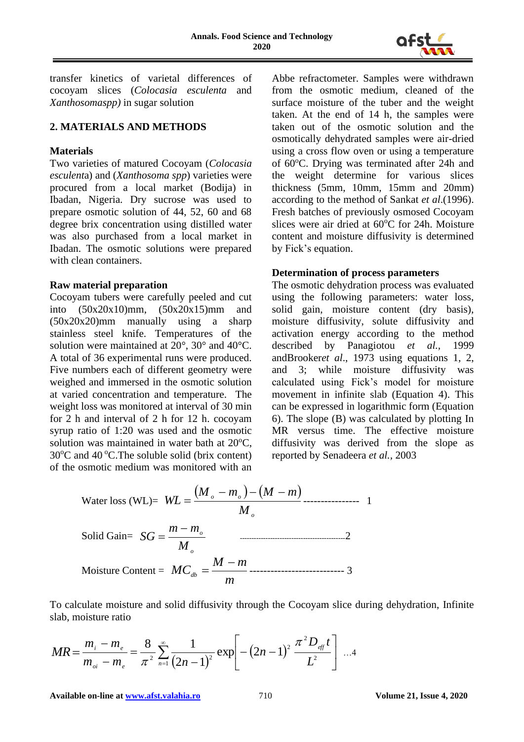transfer kinetics of varietal differences of cocoyam slices (*Colocasia esculenta* and *Xanthosomaspp)* in sugar solution

## 2. MATERIALS AND METHODS

### Materials

Two varieties of matured Cocoyam (*Colocasia esculent*a) and (*Xanthosoma spp*) varieties were procured from a local market (Bodija) in Ibadan, Nigeria. Dry sucrose was used to prepare osmotic solution of 44, 52, 60 and 68 degree brix concentration using distilled water was also purchased from a local market in Ibadan. The osmotic solutions were prepared with clean containers.

### Raw material preparation

Cocoyam tubers were carefully peeled and cut into (50x20x10)mm, (50x20x15)mm and (50x20x20)mm manually using a sharp stainless steel knife. Temperatures of the solution were maintained at 20°, 30° and 40°C. A total of 36 experimental runs were produced. Five numbers each of different geometry were weighed and immersed in the osmotic solution at varied concentration and temperature. The weight loss was monitored at interval of 30 min for 2 h and interval of 2 h for 12 h. cocoyam syrup ratio of 1:20 was used and the osmotic solution was maintained in water bath at 20°C, 30°C and 40 °C.The soluble solid (brix content) of the osmotic medium was monitored with an Abbe refractometer. Samples were withdrawn from the osmotic medium, cleaned of the surface moisture of the tuber and the weight taken. At the end of 14 h, the samples were taken out of the osmotic solution and the osmotically dehydrated samples were air-dried using a cross flow oven or using a temperature of 60°C. Drying was terminated after 24h and the weight determine for various slices thickness (5mm, 10mm, 15mm and 20mm) according to the method of Sankat *et al*.(1996). Fresh batches of previously osmosed Cocoyam slices were air dried at 60°C for 24h. Moisture content and moisture diffusivity is determined by Fick's equation.

### Determination of process parameters

The osmotic dehydration process was evaluated using the following parameters: water loss, solid gain, moisture content (dry basis), moisture diffusivity, solute diffusivity and activation energy according to the method described by Panagiotou *et al.,* 1999 andBrooker*et al*., 1973 using equations 1, 2, and 3; while moisture diffusivity was calculated using Fick's model for moisture movement in infinite slab (Equation 4). This can be expressed in logarithmic form (Equation 6). The slope (B) was calculated by plotting In MR versus time. The effective moisture diffusivity was derived from the slope as reported by Senadeera *et al.,* 2003

$$\text{Water loss (WL)}= \; WL = \frac{(M_o - m_o) - (M - m)}{M_o} \quad \text{---------------- 1}$$

$$\text{Solid Gain}= \; SG = \frac{m - m_o}{M_o} \quad \text{-------------------------------------------2}$$

$$\text{Moisture Content} = \; MC_{db} = \frac{M - m}{m} \quad \text{-------------------------- 3}$$

To calculate moisture and solid diffusivity through the Cocoyam slice during dehydration, Infinite slab, moisture ratio

$$MR = \frac{m_i - m_e}{m_{oi} - m_e} = \frac{8}{\pi^2} \sum_{n=1}^{\infty} \frac{1}{(2n-1)^2} \exp\left[-(2n-1)^2 \frac{\pi^2 D_{eff} t}{L^2}\right] \quad \ldots 4$$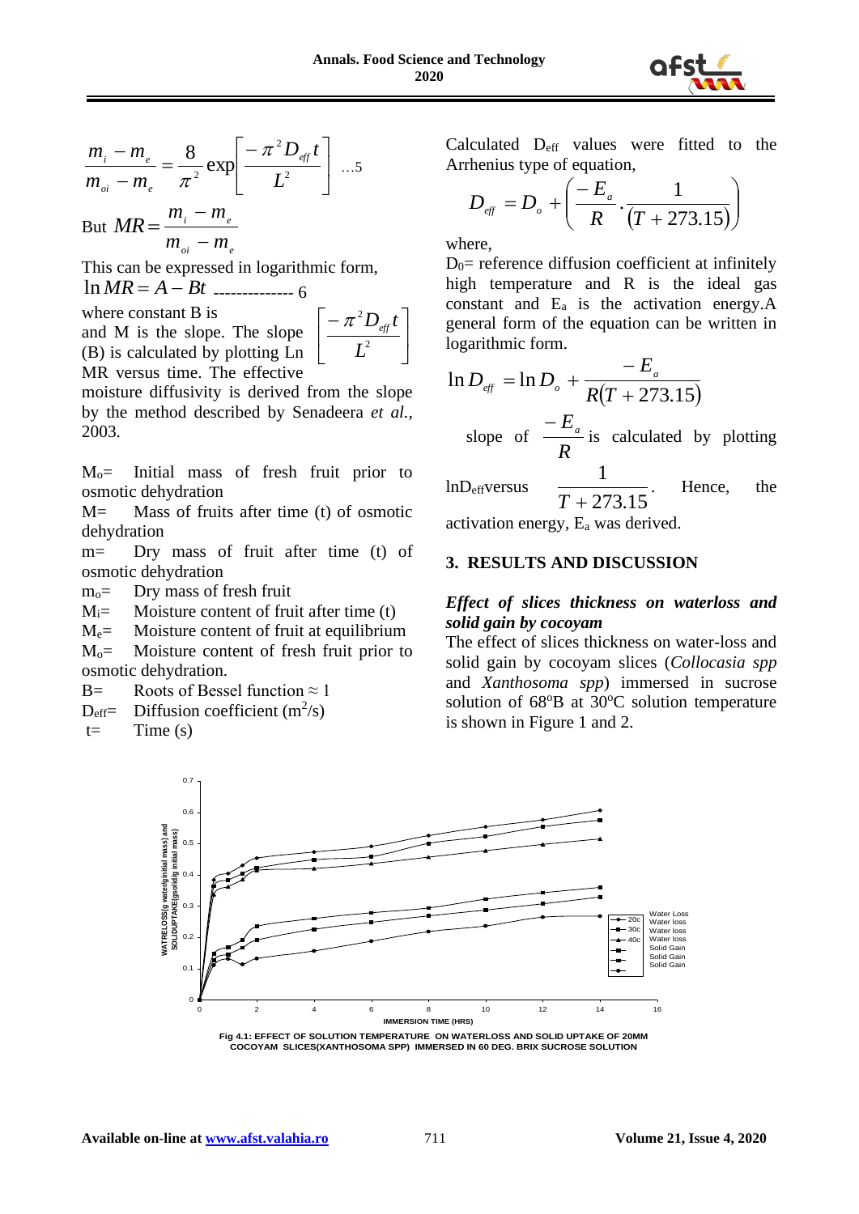$$\frac{m_i - m_e}{m_{oi} - m_e} = \frac{8}{\pi^2} \exp\left[\frac{-\pi^2 D_{eff} t}{L^2}\right] \quad \text{...5}$$

But $MR = \dfrac{m_i - m_e}{m_{oi} - m_e}$

This can be expressed in logarithmic form,

$$\ln MR = A - Bt \quad \text{-------------- 6}$$

where constant B is $\left[\dfrac{-\pi^2 D_{eff} t}{L^2}\right]$ and M is the slope. The slope (B) is calculated by plotting Ln MR versus time. The effective moisture diffusivity is derived from the slope by the method described by Senadeera *et al.*, 2003.

$M_o$= Initial mass of fresh fruit prior to osmotic dehydration

M= Mass of fruits after time (t) of osmotic dehydration

m= Dry mass of fruit after time (t) of osmotic dehydration

$m_o$= Dry mass of fresh fruit

$M_i$= Moisture content of fruit after time (t)

$M_e$= Moisture content of fruit at equilibrium

$M_o$= Moisture content of fresh fruit prior to osmotic dehydration.

B= Roots of Bessel function ≈ 1

$D_{eff}$= Diffusion coefficient ($m^2$/s)

t= Time (s)

Calculated $D_{eff}$ values were fitted to the Arrhenius type of equation,

$$D_{eff} = D_o + \left(\frac{-E_a}{R} \cdot \frac{1}{(T + 273.15)}\right)$$

where,

$D_0$= reference diffusion coefficient at infinitely high temperature and R is the ideal gas constant and $E_a$ is the activation energy. A general form of the equation can be written in logarithmic form.

$$\ln D_{eff} = \ln D_o + \frac{-E_a}{R(T + 273.15)}$$

slope of $\dfrac{-E_a}{R}$ is calculated by plotting $\ln D_{eff}$ versus $\dfrac{1}{T + 273.15}$. Hence, the activation energy, $E_a$ was derived.

## 3. RESULTS AND DISCUSSION

### *Effect of slices thickness on waterloss and solid gain by cocoyam*

The effect of slices thickness on water-loss and solid gain by cocoyam slices (*Collocasia spp* and *Xanthosoma spp*) immersed in sucrose solution of 68°B at 30°C solution temperature is shown in Figure 1 and 2.

Fig 4.1: EFFECT OF SOLUTION TEMPERATURE ON WATERLOSS AND SOLID UPTAKE OF 20MM COCOYAM SLICES(XANTHOSOMA SPP) IMMERSED IN 60 DEG. BRIX SUCROSE SOLUTION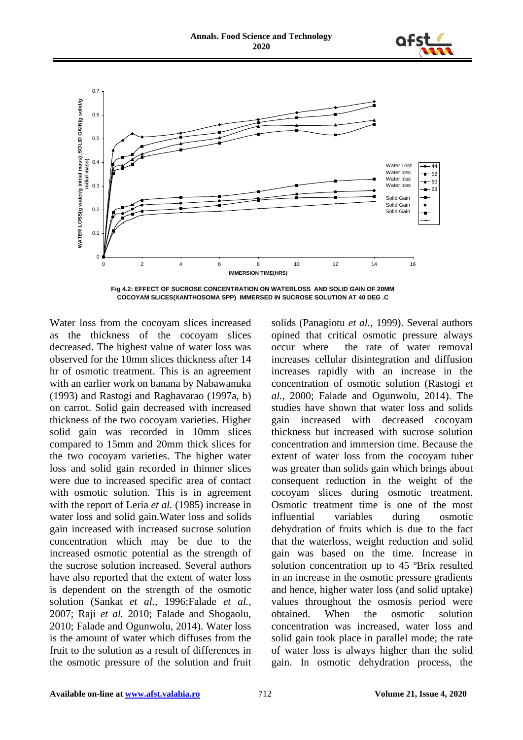Fig 4.2: EFFECT OF SUCROSE CONCENTRATION ON WATERLOSS AND SOLID GAIN OF 20MM COCOYAM SLICES(XANTHOSOMA SPP) IMMERSED IN SUCROSE SOLUTION AT 40 DEG .C

Water loss from the cocoyam slices increased as the thickness of the cocoyam slices decreased. The highest value of water loss was observed for the 10mm slices thickness after 14 hr of osmotic treatment. This is an agreement with an earlier work on banana by Nabawanuka (1993) and Rastogi and Raghavarao (1997a, b) on carrot. Solid gain decreased with increased thickness of the two cocoyam varieties. Higher solid gain was recorded in 10mm slices compared to 15mm and 20mm thick slices for the two cocoyam varieties. The higher water loss and solid gain recorded in thinner slices were due to increased specific area of contact with osmotic solution. This is in agreement with the report of Leria *et al.* (1985) increase in water loss and solid gain.Water loss and solids gain increased with increased sucrose solution concentration which may be due to the increased osmotic potential as the strength of the sucrose solution increased. Several authors have also reported that the extent of water loss is dependent on the strength of the osmotic solution (Sankat *et al.,* 1996;Falade *et al.,* 2007; Raji *et al.* 2010; Falade and Shogaolu, 2010; Falade and Ogunwolu, 2014). Water loss is the amount of water which diffuses from the fruit to the solution as a result of differences in the osmotic pressure of the solution and fruit solids (Panagiotu *et al.,* 1999). Several authors opined that critical osmotic pressure always occur where the rate of water removal increases cellular disintegration and diffusion increases rapidly with an increase in the concentration of osmotic solution (Rastogi *et al.,* 2000; Falade and Ogunwolu, 2014). The studies have shown that water loss and solids gain increased with decreased cocoyam thickness but increased with sucrose solution concentration and immersion time. Because the extent of water loss from the cocoyam tuber was greater than solids gain which brings about consequent reduction in the weight of the cocoyam slices during osmotic treatment. Osmotic treatment time is one of the most influential variables during osmotic dehydration of fruits which is due to the fact that the waterloss, weight reduction and solid gain was based on the time. Increase in solution concentration up to 45 ºBrix resulted in an increase in the osmotic pressure gradients and hence, higher water loss (and solid uptake) values throughout the osmosis period were obtained. When the osmotic solution concentration was increased, water loss and solid gain took place in parallel mode; the rate of water loss is always higher than the solid gain. In osmotic dehydration process, the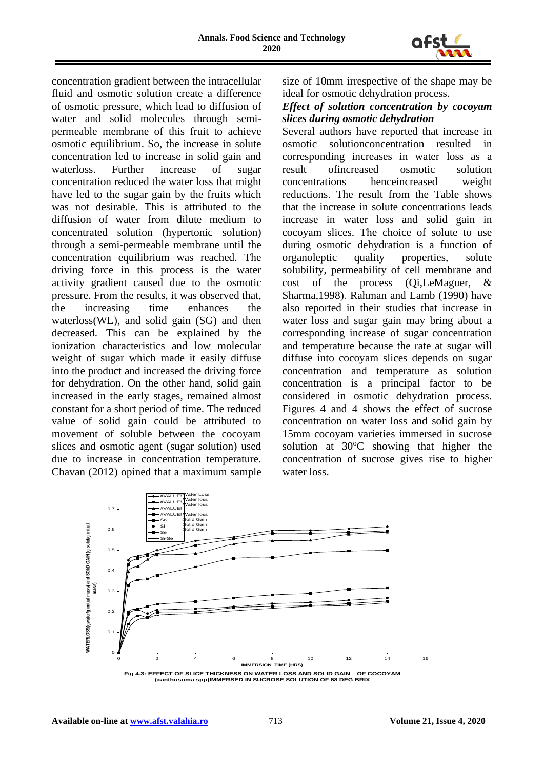concentration gradient between the intracellular fluid and osmotic solution create a difference of osmotic pressure, which lead to diffusion of water and solid molecules through semi-permeable membrane of this fruit to achieve osmotic equilibrium. So, the increase in solute concentration led to increase in solid gain and waterloss. Further increase of sugar concentration reduced the water loss that might have led to the sugar gain by the fruits which was not desirable. This is attributed to the diffusion of water from dilute medium to concentrated solution (hypertonic solution) through a semi-permeable membrane until the concentration equilibrium was reached. The driving force in this process is the water activity gradient caused due to the osmotic pressure. From the results, it was observed that, the increasing time enhances the waterloss(WL), and solid gain (SG) and then decreased. This can be explained by the ionization characteristics and low molecular weight of sugar which made it easily diffuse into the product and increased the driving force for dehydration. On the other hand, solid gain increased in the early stages, remained almost constant for a short period of time. The reduced value of solid gain could be attributed to movement of soluble between the cocoyam slices and osmotic agent (sugar solution) used due to increase in concentration temperature. Chavan (2012) opined that a maximum sample size of 10mm irrespective of the shape may be ideal for osmotic dehydration process.

### *Effect of solution concentration by cocoyam slices during osmotic dehydration*

Several authors have reported that increase in osmotic solutionconcentration resulted in corresponding increases in water loss as a result ofincreased osmotic solution concentrations henceincreased weight reductions. The result from the Table shows that the increase in solute concentrations leads increase in water loss and solid gain in cocoyam slices. The choice of solute to use during osmotic dehydration is a function of organoleptic quality properties, solute solubility, permeability of cell membrane and cost of the process (Qi,LeMaguer, & Sharma,1998). Rahman and Lamb (1990) have also reported in their studies that increase in water loss and sugar gain may bring about a corresponding increase of sugar concentration and temperature because the rate at sugar will diffuse into cocoyam slices depends on sugar concentration and temperature as solution concentration is a principal factor to be considered in osmotic dehydration process. Figures 4 and 4 shows the effect of sucrose concentration on water loss and solid gain by 15mm cocoyam varieties immersed in sucrose solution at 30°C showing that higher the concentration of sucrose gives rise to higher water loss.

**Fig 4.3: EFFECT OF SLICE THICKNESS ON WATER LOSS AND SOLID GAIN OF COCOYAM (xanthosoma spp)IMMERSED IN SUCROSE SOLUTION OF 68 DEG BRIX**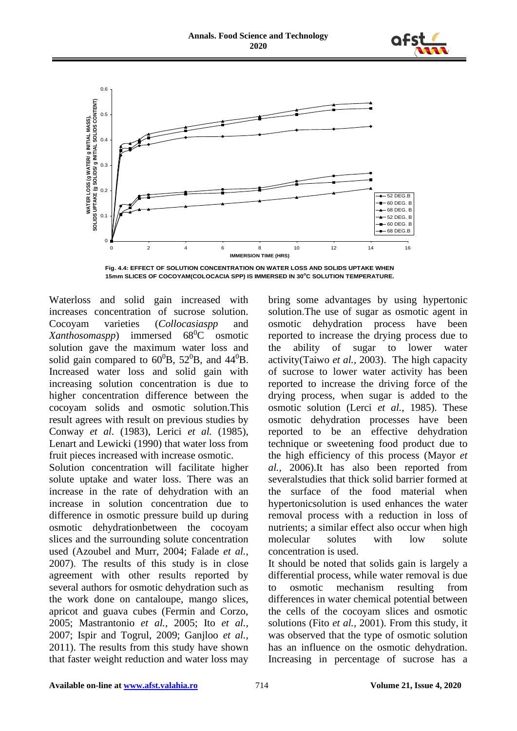Fig. 4.4: EFFECT OF SOLUTION CONCENTRATION ON WATER LOSS AND SOLIDS UPTAKE WHEN 15mm SLICES OF COCOYAM(COLOCACIA SPP) IS IMMERSED IN 30°C SOLUTION TEMPERATURE.

Waterloss and solid gain increased with increases concentration of sucrose solution. Cocoyam varieties (*Collocasiaspp* and *Xanthosomaspp*) immersed $68^0$C osmotic solution gave the maximum water loss and solid gain compared to $60^0$B, $52^0$B, and $44^0$B. Increased water loss and solid gain with increasing solution concentration is due to higher concentration difference between the cocoyam solids and osmotic solution.This result agrees with result on previous studies by Conway *et al*. (1983), Lerici *et al.* (1985), Lenart and Lewicki (1990) that water loss from fruit pieces increased with increase osmotic.

Solution concentration will facilitate higher solute uptake and water loss. There was an increase in the rate of dehydration with an increase in solution concentration due to difference in osmotic pressure build up during osmotic dehydrationbetween the cocoyam slices and the surrounding solute concentration used (Azoubel and Murr, 2004; Falade *et al.,* 2007). The results of this study is in close agreement with other results reported by several authors for osmotic dehydration such as the work done on cantaloupe, mango slices, apricot and guava cubes (Fermin and Corzo, 2005; Mastrantonio *et al.,* 2005; Ito *et al.,* 2007; Ispir and Togrul, 2009; Ganjloo *et al.,* 2011). The results from this study have shown that faster weight reduction and water loss may bring some advantages by using hypertonic solution.The use of sugar as osmotic agent in osmotic dehydration process have been reported to increase the drying process due to the ability of sugar to lower water activity(Taiwo *et al.,* 2003). The high capacity of sucrose to lower water activity has been reported to increase the driving force of the drying process, when sugar is added to the osmotic solution (Lerci *et al.,* 1985). These osmotic dehydration processes have been reported to be an effective dehydration technique or sweetening food product due to the high efficiency of this process (Mayor *et al.,* 2006).It has also been reported from severalstudies that thick solid barrier formed at the surface of the food material when hypertonicsolution is used enhances the water removal process with a reduction in loss of nutrients; a similar effect also occur when high molecular solutes with low solute concentration is used.

It should be noted that solids gain is largely a differential process, while water removal is due to osmotic mechanism resulting from differences in water chemical potential between the cells of the cocoyam slices and osmotic solutions (Fito *et al.,* 2001). From this study, it was observed that the type of osmotic solution has an influence on the osmotic dehydration. Increasing in percentage of sucrose has a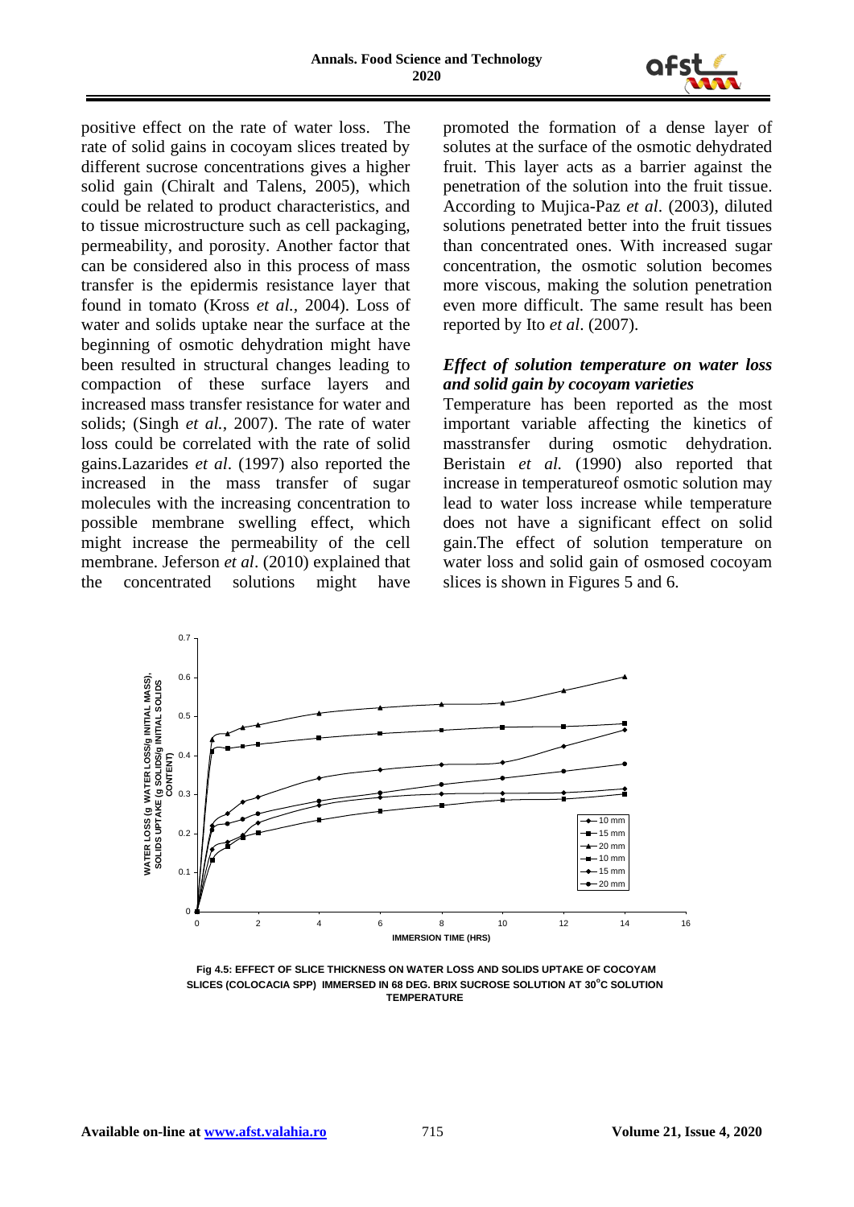positive effect on the rate of water loss. The rate of solid gains in cocoyam slices treated by different sucrose concentrations gives a higher solid gain (Chiralt and Talens, 2005), which could be related to product characteristics, and to tissue microstructure such as cell packaging, permeability, and porosity. Another factor that can be considered also in this process of mass transfer is the epidermis resistance layer that found in tomato (Kross *et al.,* 2004). Loss of water and solids uptake near the surface at the beginning of osmotic dehydration might have been resulted in structural changes leading to compaction of these surface layers and increased mass transfer resistance for water and solids; (Singh *et al.,* 2007). The rate of water loss could be correlated with the rate of solid gains.Lazarides *et al*. (1997) also reported the increased in the mass transfer of sugar molecules with the increasing concentration to possible membrane swelling effect, which might increase the permeability of the cell membrane. Jeferson *et al*. (2010) explained that the concentrated solutions might have promoted the formation of a dense layer of solutes at the surface of the osmotic dehydrated fruit. This layer acts as a barrier against the penetration of the solution into the fruit tissue. According to Mujica-Paz *et al*. (2003), diluted solutions penetrated better into the fruit tissues than concentrated ones. With increased sugar concentration, the osmotic solution becomes more viscous, making the solution penetration even more difficult. The same result has been reported by Ito *et al*. (2007).

### *Effect of solution temperature on water loss and solid gain by cocoyam varieties*

Temperature has been reported as the most important variable affecting the kinetics of masstransfer during osmotic dehydration. Beristain *et al.* (1990) also reported that increase in temperatureof osmotic solution may lead to water loss increase while temperature does not have a significant effect on solid gain.The effect of solution temperature on water loss and solid gain of osmosed cocoyam slices is shown in Figures 5 and 6.

**Fig 4.5: EFFECT OF SLICE THICKNESS ON WATER LOSS AND SOLIDS UPTAKE OF COCOYAM SLICES (COLOCACIA SPP) IMMERSED IN 68 DEG. BRIX SUCROSE SOLUTION AT 30°C SOLUTION TEMPERATURE**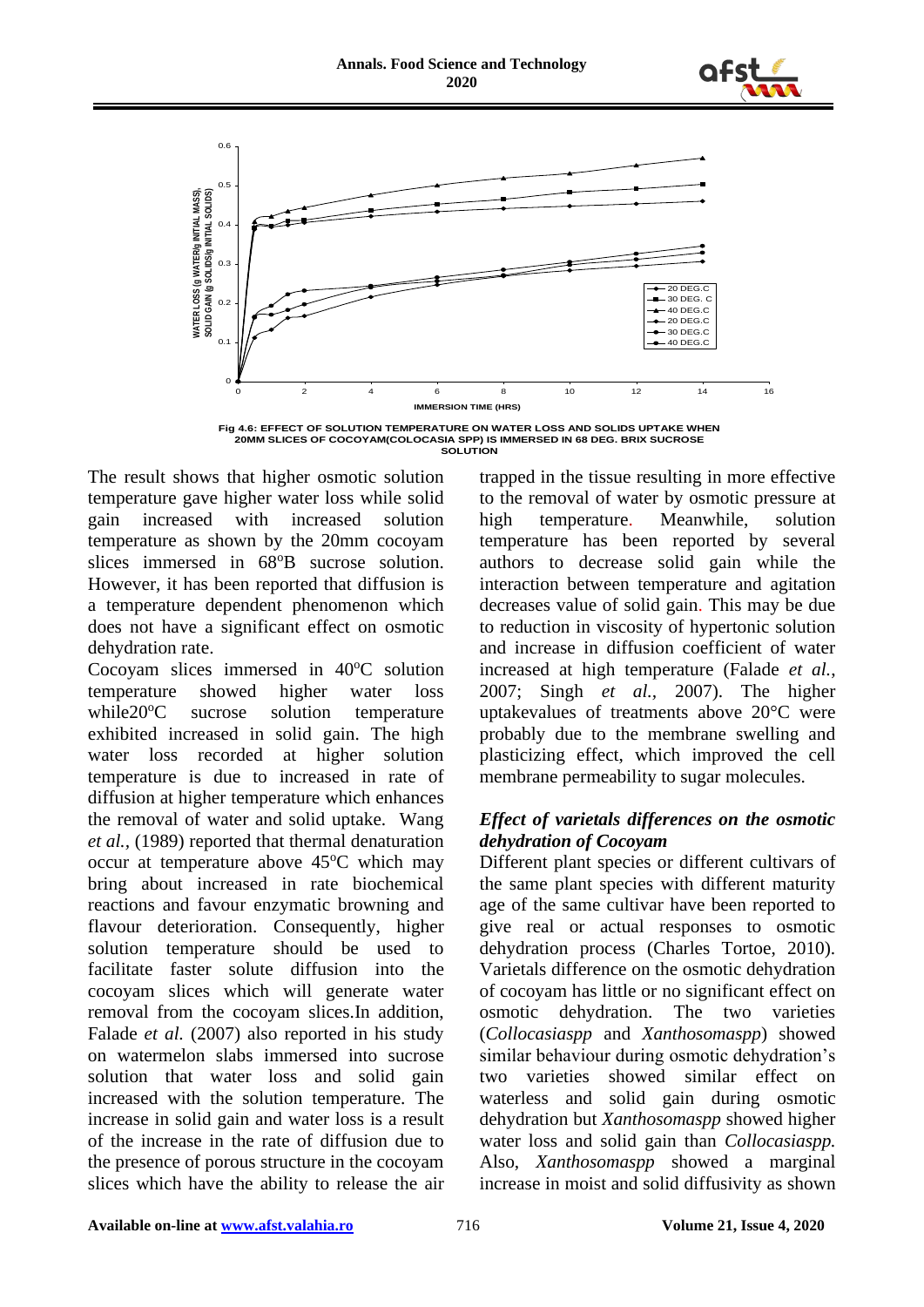Fig 4.6: EFFECT OF SOLUTION TEMPERATURE ON WATER LOSS AND SOLIDS UPTAKE WHEN 20MM SLICES OF COCOYAM(COLOCASIA SPP) IS IMMERSED IN 68 DEG. BRIX SUCROSE SOLUTION

The result shows that higher osmotic solution temperature gave higher water loss while solid gain increased with increased solution temperature as shown by the 20mm cocoyam slices immersed in 68°B sucrose solution. However, it has been reported that diffusion is a temperature dependent phenomenon which does not have a significant effect on osmotic dehydration rate.

Cocoyam slices immersed in 40°C solution temperature showed higher water loss while20°C sucrose solution temperature exhibited increased in solid gain. The high water loss recorded at higher solution temperature is due to increased in rate of diffusion at higher temperature which enhances the removal of water and solid uptake. Wang *et al.,* (1989) reported that thermal denaturation occur at temperature above 45°C which may bring about increased in rate biochemical reactions and favour enzymatic browning and flavour deterioration. Consequently, higher solution temperature should be used to facilitate faster solute diffusion into the cocoyam slices which will generate water removal from the cocoyam slices.In addition, Falade *et al.* (2007) also reported in his study on watermelon slabs immersed into sucrose solution that water loss and solid gain increased with the solution temperature. The increase in solid gain and water loss is a result of the increase in the rate of diffusion due to the presence of porous structure in the cocoyam slices which have the ability to release the air trapped in the tissue resulting in more effective to the removal of water by osmotic pressure at high temperature. Meanwhile, solution temperature has been reported by several authors to decrease solid gain while the interaction between temperature and agitation decreases value of solid gain. This may be due to reduction in viscosity of hypertonic solution and increase in diffusion coefficient of water increased at high temperature (Falade *et al.*, 2007; Singh *et al.*, 2007). The higher uptakevalues of treatments above 20°C were probably due to the membrane swelling and plasticizing effect, which improved the cell membrane permeability to sugar molecules.

### *Effect of varietals differences on the osmotic dehydration of Cocoyam*

Different plant species or different cultivars of the same plant species with different maturity age of the same cultivar have been reported to give real or actual responses to osmotic dehydration process (Charles Tortoe, 2010). Varietals difference on the osmotic dehydration of cocoyam has little or no significant effect on osmotic dehydration. The two varieties (*Collocasiaspp* and *Xanthosomaspp*) showed similar behaviour during osmotic dehydration's two varieties showed similar effect on waterless and solid gain during osmotic dehydration but *Xanthosomaspp* showed higher water loss and solid gain than *Collocasiaspp.* Also, *Xanthosomaspp* showed a marginal increase in moist and solid diffusivity as shown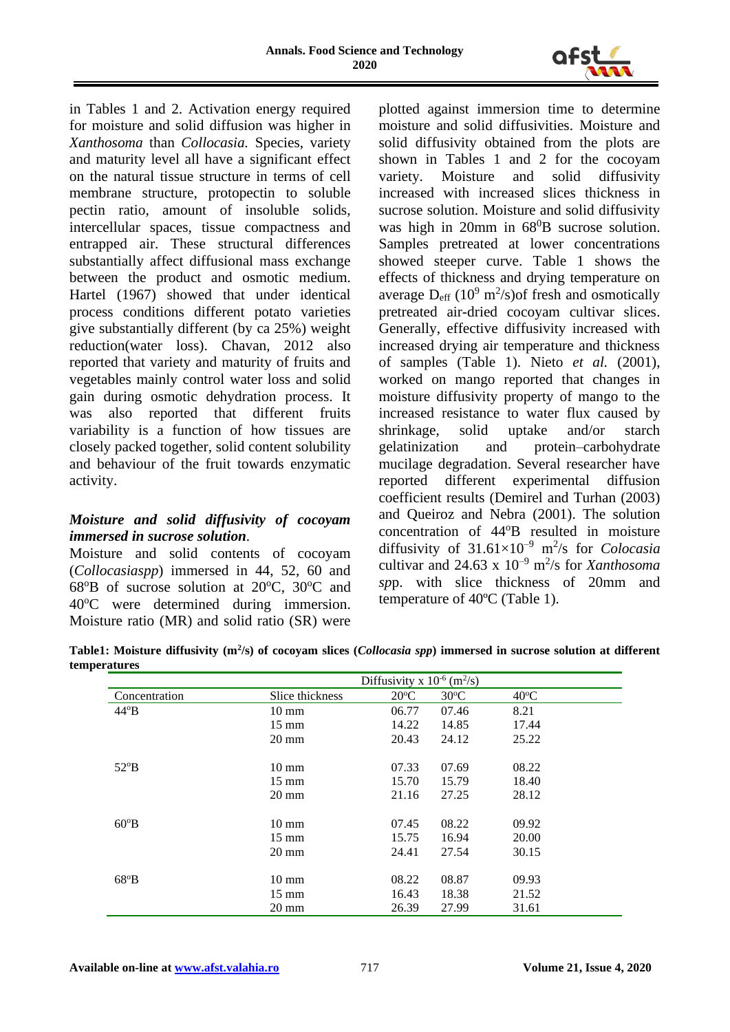in Tables 1 and 2. Activation energy required for moisture and solid diffusion was higher in *Xanthosoma* than *Collocasia.* Species, variety and maturity level all have a significant effect on the natural tissue structure in terms of cell membrane structure, protopectin to soluble pectin ratio, amount of insoluble solids, intercellular spaces, tissue compactness and entrapped air. These structural differences substantially affect diffusional mass exchange between the product and osmotic medium. Hartel (1967) showed that under identical process conditions different potato varieties give substantially different (by ca 25%) weight reduction(water loss). Chavan, 2012 also reported that variety and maturity of fruits and vegetables mainly control water loss and solid gain during osmotic dehydration process. It was also reported that different fruits variability is a function of how tissues are closely packed together, solid content solubility and behaviour of the fruit towards enzymatic activity.

### *Moisture and solid diffusivity of cocoyam immersed in sucrose solution.*

Moisture and solid contents of cocoyam (*Collocasiaspp*) immersed in 44, 52, 60 and 68°B of sucrose solution at 20°C, 30°C and 40°C were determined during immersion. Moisture ratio (MR) and solid ratio (SR) were plotted against immersion time to determine moisture and solid diffusivities. Moisture and solid diffusivity obtained from the plots are shown in Tables 1 and 2 for the cocoyam variety. Moisture and solid diffusivity increased with increased slices thickness in sucrose solution. Moisture and solid diffusivity was high in 20mm in 68°B sucrose solution. Samples pretreated at lower concentrations showed steeper curve. Table 1 shows the effects of thickness and drying temperature on average $D_{eff}$ ($10^9$ m$^2$/s)of fresh and osmotically pretreated air-dried cocoyam cultivar slices. Generally, effective diffusivity increased with increased drying air temperature and thickness of samples (Table 1). Nieto *et al.* (2001), worked on mango reported that changes in moisture diffusivity property of mango to the increased resistance to water flux caused by shrinkage, solid uptake and/or starch gelatinization and protein–carbohydrate mucilage degradation. Several researcher have reported different experimental diffusion coefficient results (Demirel and Turhan (2003) and Queiroz and Nebra (2001). The solution concentration of 44°B resulted in moisture diffusivity of $31.61\times10^{-9}$ m$^2$/s for *Colocasia* cultivar and 24.63 x $10^{-9}$ m$^2$/s for *Xanthosoma sp*p. with slice thickness of 20mm and temperature of 40ºC (Table 1).

**Table1: Moisture diffusivity (m$^2$/s) of cocoyam slices (*Collocasia spp*) immersed in sucrose solution at different temperatures**

| | | Diffusivity x $10^{-6}$ (m$^2$/s) | | |
|---|---|---|---|---|
| Concentration | Slice thickness | 20°C | 30°C | 40°C |
| 44°B | 10 mm | 06.77 | 07.46 | 8.21 |
| | 15 mm | 14.22 | 14.85 | 17.44 |
| | 20 mm | 20.43 | 24.12 | 25.22 |
| 52°B | 10 mm | 07.33 | 07.69 | 08.22 |
| | 15 mm | 15.70 | 15.79 | 18.40 |
| | 20 mm | 21.16 | 27.25 | 28.12 |
| 60°B | 10 mm | 07.45 | 08.22 | 09.92 |
| | 15 mm | 15.75 | 16.94 | 20.00 |
| | 20 mm | 24.41 | 27.54 | 30.15 |
| 68°B | 10 mm | 08.22 | 08.87 | 09.93 |
| | 15 mm | 16.43 | 18.38 | 21.52 |
| | 20 mm | 26.39 | 27.99 | 31.61 |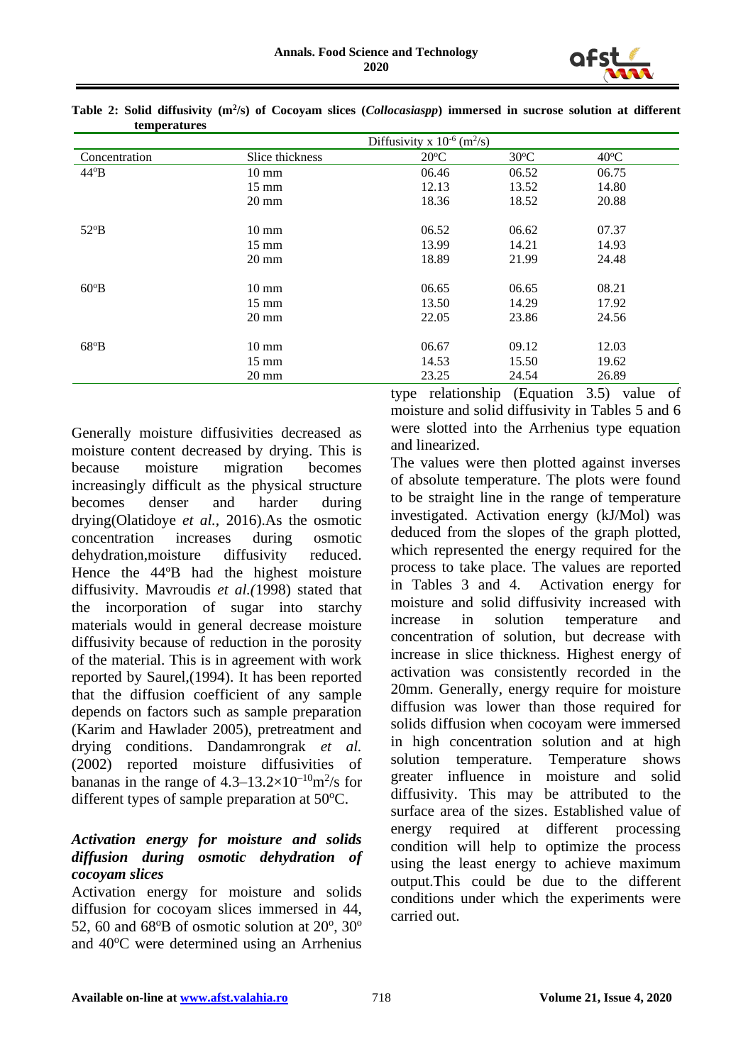**Table 2: Solid diffusivity ($m^2/s$) of Cocoyam slices (*Collocasiaspp*) immersed in sucrose solution at different temperatures**

| | | Diffusivity x $10^{-6}$ ($m^2/s$) | | |
|---|---|---|---|---|
| Concentration | Slice thickness | 20ºC | 30ºC | 40ºC |
| 44ºB | 10 mm | 06.46 | 06.52 | 06.75 |
| | 15 mm | 12.13 | 13.52 | 14.80 |
| | 20 mm | 18.36 | 18.52 | 20.88 |
| 52ºB | 10 mm | 06.52 | 06.62 | 07.37 |
| | 15 mm | 13.99 | 14.21 | 14.93 |
| | 20 mm | 18.89 | 21.99 | 24.48 |
| 60ºB | 10 mm | 06.65 | 06.65 | 08.21 |
| | 15 mm | 13.50 | 14.29 | 17.92 |
| | 20 mm | 22.05 | 23.86 | 24.56 |
| 68ºB | 10 mm | 06.67 | 09.12 | 12.03 |
| | 15 mm | 14.53 | 15.50 | 19.62 |
| | 20 mm | 23.25 | 24.54 | 26.89 |

Generally moisture diffusivities decreased as moisture content decreased by drying. This is because moisture migration becomes increasingly difficult as the physical structure becomes denser and harder during drying(Olatidoye *et al.,* 2016).As the osmotic concentration increases during osmotic dehydration,moisture diffusivity reduced. Hence the 44ºB had the highest moisture diffusivity. Mavroudis *et al.(*1998) stated that the incorporation of sugar into starchy materials would in general decrease moisture diffusivity because of reduction in the porosity of the material. This is in agreement with work reported by Saurel,(1994). It has been reported that the diffusion coefficient of any sample depends on factors such as sample preparation (Karim and Hawlader 2005), pretreatment and drying conditions. Dandamrongrak *et al.* (2002) reported moisture diffusivities of bananas in the range of $4.3–13.2\times10^{-10} m^2/s$ for different types of sample preparation at 50ºC.

### *Activation energy for moisture and solids diffusion during osmotic dehydration of cocoyam slices*

Activation energy for moisture and solids diffusion for cocoyam slices immersed in 44, 52, 60 and 68ºB of osmotic solution at 20º, 30º and 40ºC were determined using an Arrhenius type relationship (Equation 3.5) value of moisture and solid diffusivity in Tables 5 and 6 were slotted into the Arrhenius type equation and linearized.

The values were then plotted against inverses of absolute temperature. The plots were found to be straight line in the range of temperature investigated. Activation energy (kJ/Mol) was deduced from the slopes of the graph plotted, which represented the energy required for the process to take place. The values are reported in Tables 3 and 4. Activation energy for moisture and solid diffusivity increased with increase in solution temperature and concentration of solution, but decrease with increase in slice thickness. Highest energy of activation was consistently recorded in the 20mm. Generally, energy require for moisture diffusion was lower than those required for solids diffusion when cocoyam were immersed in high concentration solution and at high solution temperature. Temperature shows greater influence in moisture and solid diffusivity. This may be attributed to the surface area of the sizes. Established value of energy required at different processing condition will help to optimize the process using the least energy to achieve maximum output.This could be due to the different conditions under which the experiments were carried out.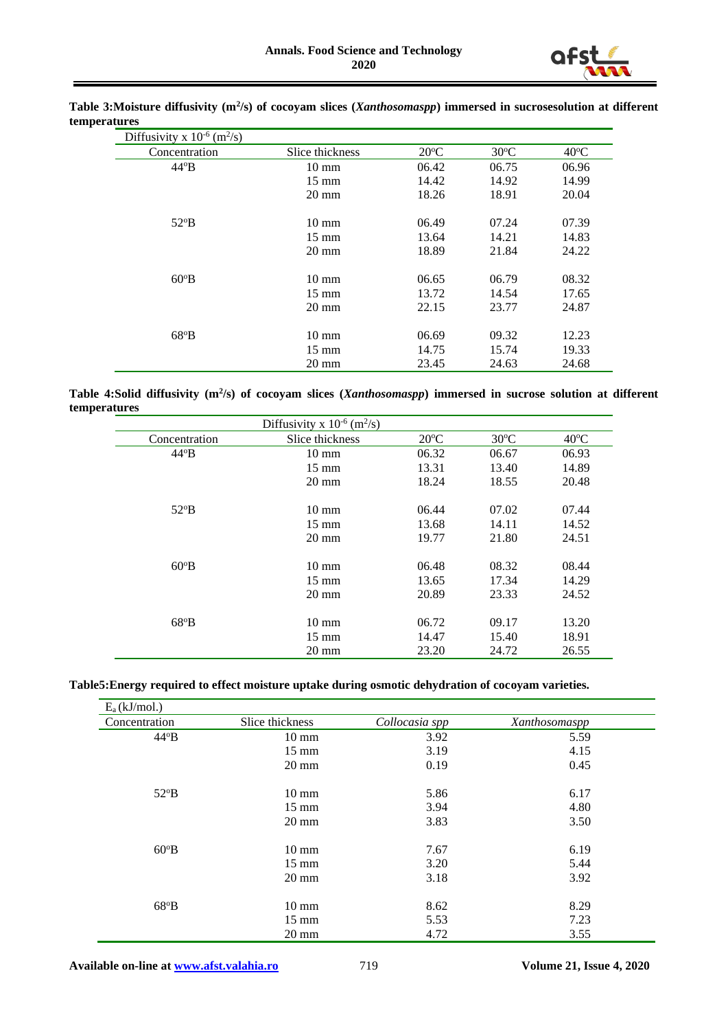**Table 3:Moisture diffusivity ($m^2$/s) of cocoyam slices (*Xanthosomaspp*) immersed in sucrosesolution at different temperatures**

| Diffusivity x $10^{-6}$ ($m^2$/s) | | | | |
|---|---|---|---|---|
| Concentration | Slice thickness | 20ºC | 30ºC | 40ºC |
| 44ºB | 10 mm | 06.42 | 06.75 | 06.96 |
| | 15 mm | 14.42 | 14.92 | 14.99 |
| | 20 mm | 18.26 | 18.91 | 20.04 |
| 52ºB | 10 mm | 06.49 | 07.24 | 07.39 |
| | 15 mm | 13.64 | 14.21 | 14.83 |
| | 20 mm | 18.89 | 21.84 | 24.22 |
| 60ºB | 10 mm | 06.65 | 06.79 | 08.32 |
| | 15 mm | 13.72 | 14.54 | 17.65 |
| | 20 mm | 22.15 | 23.77 | 24.87 |
| 68ºB | 10 mm | 06.69 | 09.32 | 12.23 |
| | 15 mm | 14.75 | 15.74 | 19.33 |
| | 20 mm | 23.45 | 24.63 | 24.68 |

**Table 4:Solid diffusivity ($m^2$/s) of cocoyam slices (*Xanthosomaspp*) immersed in sucrose solution at different temperatures**

| | Diffusivity x $10^{-6}$ ($m^2$/s) | | | |
|---|---|---|---|---|
| Concentration | Slice thickness | 20ºC | 30ºC | 40ºC |
| 44ºB | 10 mm | 06.32 | 06.67 | 06.93 |
| | 15 mm | 13.31 | 13.40 | 14.89 |
| | 20 mm | 18.24 | 18.55 | 20.48 |
| 52ºB | 10 mm | 06.44 | 07.02 | 07.44 |
| | 15 mm | 13.68 | 14.11 | 14.52 |
| | 20 mm | 19.77 | 21.80 | 24.51 |
| 60ºB | 10 mm | 06.48 | 08.32 | 08.44 |
| | 15 mm | 13.65 | 17.34 | 14.29 |
| | 20 mm | 20.89 | 23.33 | 24.52 |
| 68ºB | 10 mm | 06.72 | 09.17 | 13.20 |
| | 15 mm | 14.47 | 15.40 | 18.91 |
| | 20 mm | 23.20 | 24.72 | 26.55 |

**Table5:Energy required to effect moisture uptake during osmotic dehydration of cocoyam varieties.**

| $E_a$ (kJ/mol.) | | | |
|---|---|---|---|
| Concentration | Slice thickness | *Collocasia spp* | *Xanthosomaspp* |
| 44ºB | 10 mm | 3.92 | 5.59 |
| | 15 mm | 3.19 | 4.15 |
| | 20 mm | 0.19 | 0.45 |
| 52ºB | 10 mm | 5.86 | 6.17 |
| | 15 mm | 3.94 | 4.80 |
| | 20 mm | 3.83 | 3.50 |
| 60ºB | 10 mm | 7.67 | 6.19 |
| | 15 mm | 3.20 | 5.44 |
| | 20 mm | 3.18 | 3.92 |
| 68ºB | 10 mm | 8.62 | 8.29 |
| | 15 mm | 5.53 | 7.23 |
| | 20 mm | 4.72 | 3.55 |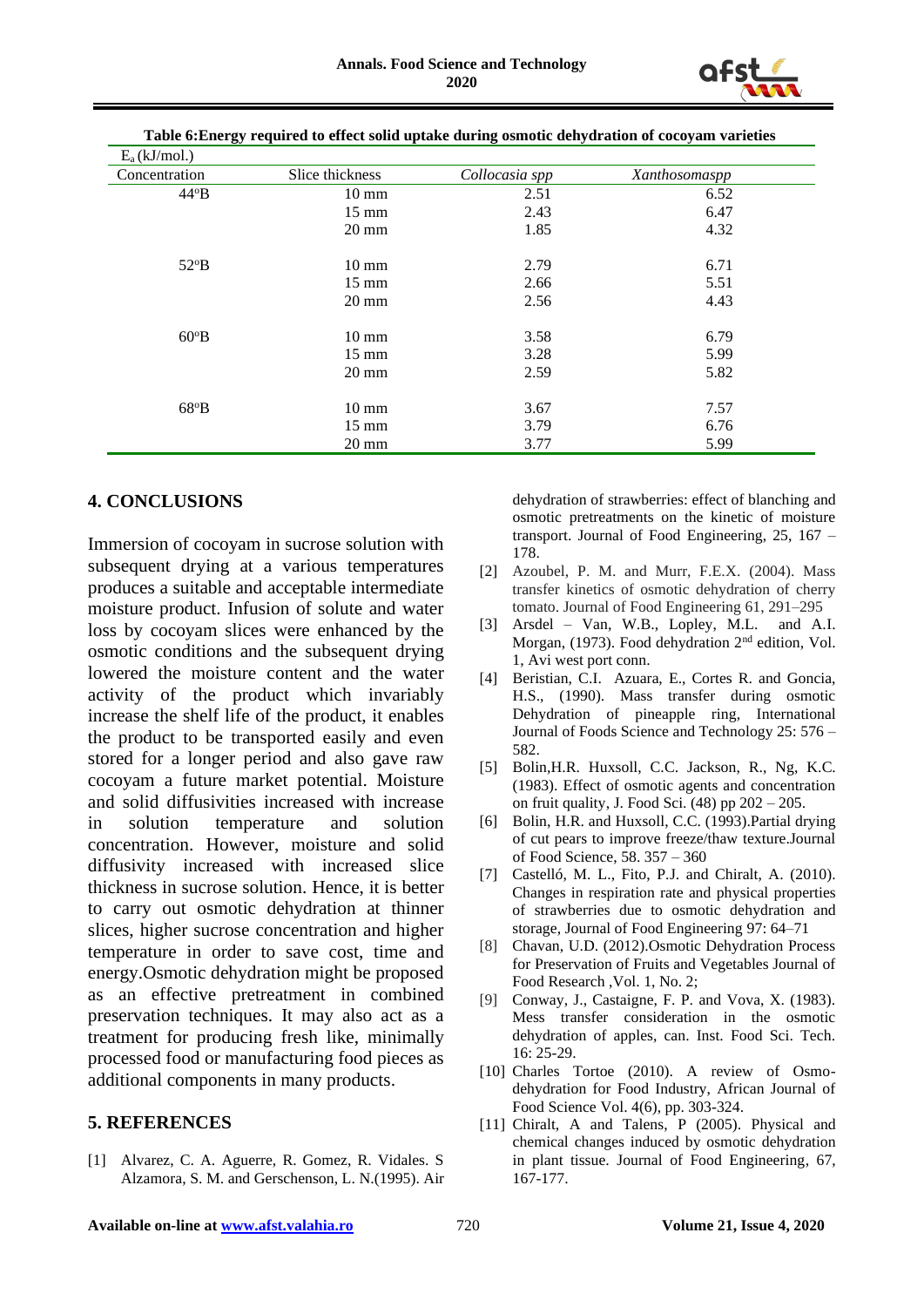**Table 6:Energy required to effect solid uptake during osmotic dehydration of cocoyam varieties**

| $E_a$ (kJ/mol.) | | | |
|---|---|---|---|
| Concentration | Slice thickness | *Collocasia spp* | *Xanthosomaspp* |
| 44°B | 10 mm | 2.51 | 6.52 |
| | 15 mm | 2.43 | 6.47 |
| | 20 mm | 1.85 | 4.32 |
| 52°B | 10 mm | 2.79 | 6.71 |
| | 15 mm | 2.66 | 5.51 |
| | 20 mm | 2.56 | 4.43 |
| 60°B | 10 mm | 3.58 | 6.79 |
| | 15 mm | 3.28 | 5.99 |
| | 20 mm | 2.59 | 5.82 |
| 68°B | 10 mm | 3.67 | 7.57 |
| | 15 mm | 3.79 | 6.76 |
| | 20 mm | 3.77 | 5.99 |

## 4. CONCLUSIONS

Immersion of cocoyam in sucrose solution with subsequent drying at a various temperatures produces a suitable and acceptable intermediate moisture product. Infusion of solute and water loss by cocoyam slices were enhanced by the osmotic conditions and the subsequent drying lowered the moisture content and the water activity of the product which invariably increase the shelf life of the product, it enables the product to be transported easily and even stored for a longer period and also gave raw cocoyam a future market potential. Moisture and solid diffusivities increased with increase in solution temperature and solution concentration. However, moisture and solid diffusivity increased with increased slice thickness in sucrose solution. Hence, it is better to carry out osmotic dehydration at thinner slices, higher sucrose concentration and higher temperature in order to save cost, time and energy.Osmotic dehydration might be proposed as an effective pretreatment in combined preservation techniques. It may also act as a treatment for producing fresh like, minimally processed food or manufacturing food pieces as additional components in many products.

## 5. REFERENCES

[1] Alvarez, C. A. Aguerre, R. Gomez, R. Vidales. S Alzamora, S. M. and Gerschenson, L. N.(1995). Air dehydration of strawberries: effect of blanching and osmotic pretreatments on the kinetic of moisture transport. Journal of Food Engineering, 25, 167 – 178.

[2] Azoubel, P. M. and Murr, F.E.X. (2004). Mass transfer kinetics of osmotic dehydration of cherry tomato. Journal of Food Engineering 61, 291–295

[3] Arsdel – Van, W.B., Lopley, M.L. and A.I. Morgan, (1973). Food dehydration 2nd edition, Vol. 1, Avi west port conn.

[4] Beristian, C.I. Azuara, E., Cortes R. and Goncia, H.S., (1990). Mass transfer during osmotic Dehydration of pineapple ring, International Journal of Foods Science and Technology 25: 576 – 582.

[5] Bolin,H.R. Huxsoll, C.C. Jackson, R., Ng, K.C. (1983). Effect of osmotic agents and concentration on fruit quality, J. Food Sci. (48) pp 202 – 205.

[6] Bolin, H.R. and Huxsoll, C.C. (1993).Partial drying of cut pears to improve freeze/thaw texture.Journal of Food Science, 58. 357 – 360

[7] Castelló, M. L., Fito, P.J. and Chiralt, A. (2010). Changes in respiration rate and physical properties of strawberries due to osmotic dehydration and storage, Journal of Food Engineering 97: 64–71

[8] Chavan, U.D. (2012).Osmotic Dehydration Process for Preservation of Fruits and Vegetables Journal of Food Research ,Vol. 1, No. 2;

[9] Conway, J., Castaigne, F. P. and Vova, X. (1983). Mess transfer consideration in the osmotic dehydration of apples, can. Inst. Food Sci. Tech. 16: 25-29.

[10] Charles Tortoe (2010). A review of Osmo-dehydration for Food Industry, African Journal of Food Science Vol. 4(6), pp. 303-324.

[11] Chiralt, A and Talens, P (2005). Physical and chemical changes induced by osmotic dehydration in plant tissue. Journal of Food Engineering, 67, 167-177.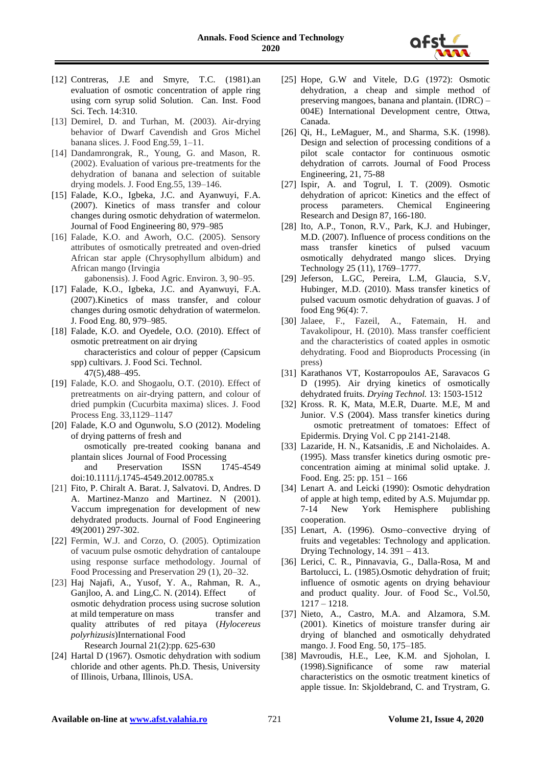[12] Contreras, J.E and Smyre, T.C. (1981).an evaluation of osmotic concentration of apple ring using corn syrup solid Solution. Can. Inst. Food Sci. Tech. 14:310.

[13] Demirel, D. and Turhan, M. (2003). Air-drying behavior of Dwarf Cavendish and Gros Michel banana slices. J. Food Eng.59, 1–11.

[14] Dandamrongrak, R., Young, G. and Mason, R. (2002). Evaluation of various pre-treatments for the dehydration of banana and selection of suitable drying models. J. Food Eng.55, 139–146.

[15] Falade, K.O., Igbeka, J.C. and Ayanwuyi, F.A. (2007). Kinetics of mass transfer and colour changes during osmotic dehydration of watermelon. Journal of Food Engineering 80, 979–985

[16] Falade, K.O. and Aworh, O.C. (2005). Sensory attributes of osmotically pretreated and oven-dried African star apple (Chrysophyllum albidum) and African mango (Irvingia gabonensis). J. Food Agric. Environ. 3, 90–95.

[17] Falade, K.O., Igbeka, J.C. and Ayanwuyi, F.A. (2007).Kinetics of mass transfer, and colour changes during osmotic dehydration of watermelon. J. Food Eng. 80, 979–985.

[18] Falade, K.O. and Oyedele, O.O. (2010). Effect of osmotic pretreatment on air drying characteristics and colour of pepper (Capsicum spp) cultivars. J. Food Sci. Technol. 47(5),488–495.

[19] Falade, K.O. and Shogaolu, O.T. (2010). Effect of pretreatments on air-drying pattern, and colour of dried pumpkin (Cucurbita maxima) slices. J. Food Process Eng. 33,1129–1147

[20] Falade, K.O and Ogunwolu, S.O (2012). Modeling of drying patterns of fresh and osmotically pre-treated cooking banana and plantain slices Journal of Food Processing and Preservation ISSN 1745-4549 doi:10.1111/j.1745-4549.2012.00785.x

[21] Fito, P. Chiralt A. Barat. J, Salvatovi. D, Andres. D A. Martinez-Manzo and Martinez. N (2001). Vaccum impregenation for development of new dehydrated products. Journal of Food Engineering 49(2001) 297-302.

[22] Fermin, W.J. and Corzo, O. (2005). Optimization of vacuum pulse osmotic dehydration of cantaloupe using response surface methodology. Journal of Food Processing and Preservation 29 (1), 20–32.

[23] Haj Najafi, A., Yusof, Y. A., Rahman, R. A., Ganjloo, A. and Ling,C. N. (2014). Effect of osmotic dehydration process using sucrose solution at mild temperature on mass transfer and quality attributes of red pitaya (*Hylocereus polyrhizusis*)International Food Research Journal 21(2):pp. 625-630

[24] Hartal D (1967). Osmotic dehydration with sodium chloride and other agents. Ph.D. Thesis, University of Illinois, Urbana, Illinois, USA.

[25] Hope, G.W and Vitele, D.G (1972): Osmotic dehydration, a cheap and simple method of preserving mangoes, banana and plantain. (IDRC) – 004E) International Development centre, Ottwa, Canada.

[26] Qi, H., LeMaguer, M., and Sharma, S.K. (1998). Design and selection of processing conditions of a pilot scale contactor for continuous osmotic dehydration of carrots. Journal of Food Process Engineering, 21, 75-88

[27] Ispir, A. and Togrul, I. T. (2009). Osmotic dehydration of apricot: Kinetics and the effect of process parameters. Chemical Engineering Research and Design 87, 166-180.

[28] Ito, A.P., Tonon, R.V., Park, K.J. and Hubinger, M.D. (2007). Influence of process conditions on the mass transfer kinetics of pulsed vacuum osmotically dehydrated mango slices. Drying Technology 25 (11), 1769–1777.

[29] Jeferson, L.GC, Pereira, L.M, Glaucia, S.V, Hubinger, M.D. (2010). Mass transfer kinetics of pulsed vacuum osmotic dehydration of guavas. J of food Eng 96(4): 7.

[30] Jalaee, F., Fazeil, A., Fatemain, H. and Tavakolipour, H. (2010). Mass transfer coefficient and the characteristics of coated apples in osmotic dehydrating. Food and Bioproducts Processing (in press)

[31] Karathanos VT, Kostarropoulos AE, Saravacos G D (1995). Air drying kinetics of osmotically dehydrated fruits. *Drying Technol.* 13: 1503-1512

[32] Kross. R. K, Mata, M.E.R, Duarte. M.E, M and Junior. V.S (2004). Mass transfer kinetics during osmotic pretreatment of tomatoes: Effect of Epidermis. Drying Vol. C pp 2141-2148.

[33] Lazaride, H. N., Katsanidis, .E and Nicholaides. A. (1995). Mass transfer kinetics during osmotic pre-concentration aiming at minimal solid uptake. J. Food. Eng. 25: pp. 151 – 166

[34] Lenart A. and Leicki (1990): Osmotic dehydration of apple at high temp, edited by A.S. Mujumdar pp. 7-14 New York Hemisphere publishing cooperation.

[35] Lenart, A. (1996). Osmo–convective drying of fruits and vegetables: Technology and application. Drying Technology, 14. 391 – 413.

[36] Lerici, C. R., Pinnavavia, G., Dalla-Rosa, M and Bartolucci, L. (1985).Osmotic dehydration of fruit; influence of osmotic agents on drying behaviour and product quality. Jour. of Food Sc., Vol.50, 1217 – 1218.

[37] Nieto, A., Castro, M.A. and Alzamora, S.M. (2001). Kinetics of moisture transfer during air drying of blanched and osmotically dehydrated mango. J. Food Eng. 50, 175–185.

[38] Mavroudis, H.E., Lee, K.M. and Sjoholan, I. (1998).Significance of some raw material characteristics on the osmotic treatment kinetics of apple tissue. In: Skjoldebrand, C. and Trystram, G.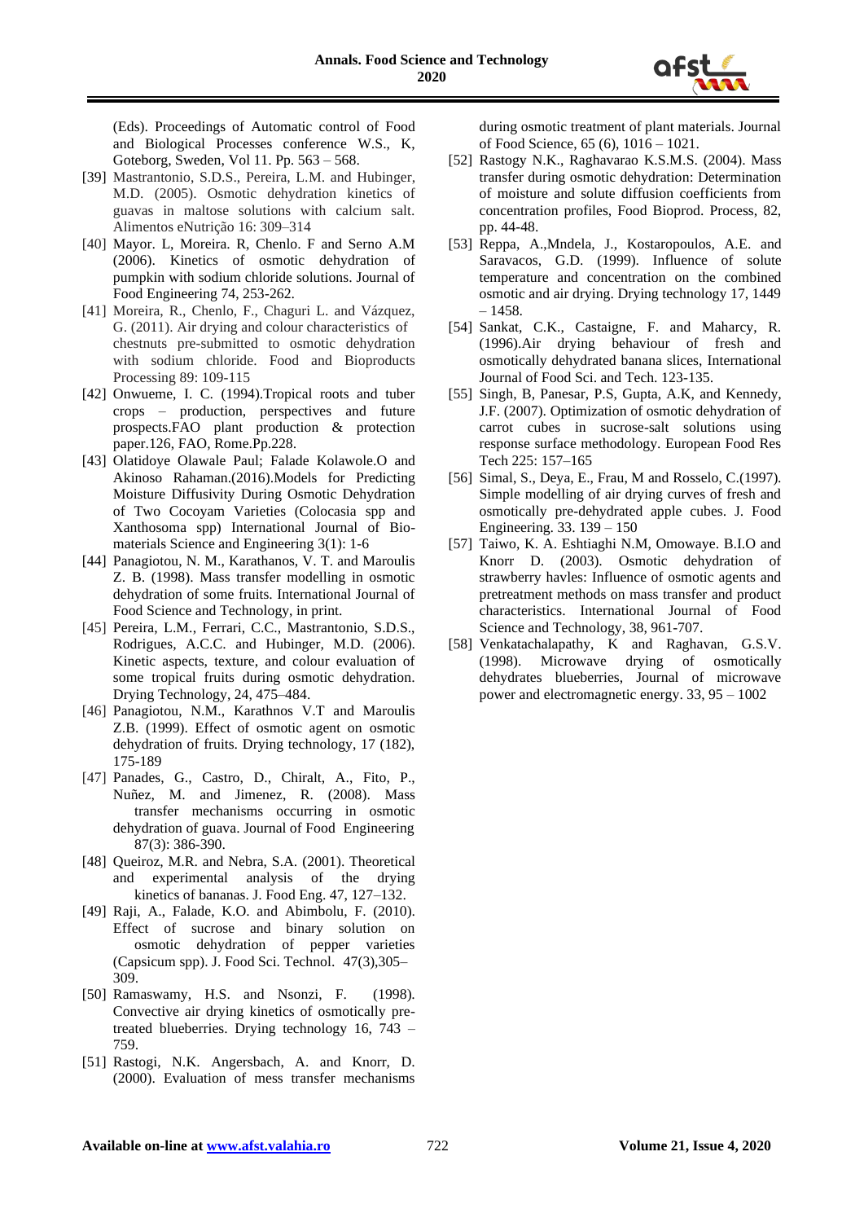(Eds). Proceedings of Automatic control of Food and Biological Processes conference W.S., K, Goteborg, Sweden, Vol 11. Pp. 563 – 568.

[39] Mastrantonio, S.D.S., Pereira, L.M. and Hubinger, M.D. (2005). Osmotic dehydration kinetics of guavas in maltose solutions with calcium salt. Alimentos eNutrição 16: 309–314

[40] Mayor. L, Moreira. R, Chenlo. F and Serno A.M (2006). Kinetics of osmotic dehydration of pumpkin with sodium chloride solutions. Journal of Food Engineering 74, 253-262.

[41] Moreira, R., Chenlo, F., Chaguri L. and Vázquez, G. (2011). Air drying and colour characteristics of chestnuts pre-submitted to osmotic dehydration with sodium chloride. Food and Bioproducts Processing 89: 109-115

[42] Onwueme, I. C. (1994).Tropical roots and tuber crops – production, perspectives and future prospects.FAO plant production & protection paper.126, FAO, Rome.Pp.228.

[43] Olatidoye Olawale Paul; Falade Kolawole.O and Akinoso Rahaman.(2016).Models for Predicting Moisture Diffusivity During Osmotic Dehydration of Two Cocoyam Varieties (Colocasia spp and Xanthosoma spp) International Journal of Bio-materials Science and Engineering 3(1): 1-6

[44] Panagiotou, N. M., Karathanos, V. T. and Maroulis Z. B. (1998). Mass transfer modelling in osmotic dehydration of some fruits. International Journal of Food Science and Technology, in print.

[45] Pereira, L.M., Ferrari, C.C., Mastrantonio, S.D.S., Rodrigues, A.C.C. and Hubinger, M.D. (2006). Kinetic aspects, texture, and colour evaluation of some tropical fruits during osmotic dehydration. Drying Technology, 24, 475–484.

[46] Panagiotou, N.M., Karathnos V.T and Maroulis Z.B. (1999). Effect of osmotic agent on osmotic dehydration of fruits. Drying technology, 17 (182), 175-189

[47] Panades, G., Castro, D., Chiralt, A., Fito, P., Nuñez, M. and Jimenez, R. (2008). Mass transfer mechanisms occurring in osmotic dehydration of guava. Journal of Food Engineering 87(3): 386-390.

[48] Queiroz, M.R. and Nebra, S.A. (2001). Theoretical and experimental analysis of the drying kinetics of bananas. J. Food Eng. 47, 127–132.

[49] Raji, A., Falade, K.O. and Abimbolu, F. (2010). Effect of sucrose and binary solution on osmotic dehydration of pepper varieties (Capsicum spp). J. Food Sci. Technol. 47(3),305–309.

[50] Ramaswamy, H.S. and Nsonzi, F. (1998). Convective air drying kinetics of osmotically pre-treated blueberries. Drying technology 16, 743 – 759.

[51] Rastogi, N.K. Angersbach, A. and Knorr, D. (2000). Evaluation of mess transfer mechanisms during osmotic treatment of plant materials. Journal of Food Science, 65 (6), 1016 – 1021.

[52] Rastogy N.K., Raghavarao K.S.M.S. (2004). Mass transfer during osmotic dehydration: Determination of moisture and solute diffusion coefficients from concentration profiles, Food Bioprod. Process, 82, pp. 44-48.

[53] Reppa, A.,Mndela, J., Kostaropoulos, A.E. and Saravacos, G.D. (1999). Influence of solute temperature and concentration on the combined osmotic and air drying. Drying technology 17, 1449 – 1458.

[54] Sankat, C.K., Castaigne, F. and Maharcy, R. (1996).Air drying behaviour of fresh and osmotically dehydrated banana slices, International Journal of Food Sci. and Tech. 123-135.

[55] Singh, B, Panesar, P.S, Gupta, A.K, and Kennedy, J.F. (2007). Optimization of osmotic dehydration of carrot cubes in sucrose-salt solutions using response surface methodology. European Food Res Tech 225: 157–165

[56] Simal, S., Deya, E., Frau, M and Rosselo, C.(1997). Simple modelling of air drying curves of fresh and osmotically pre-dehydrated apple cubes. J. Food Engineering. 33. 139 – 150

[57] Taiwo, K. A. Eshtiaghi N.M, Omowaye. B.I.O and Knorr D. (2003). Osmotic dehydration of strawberry havles: Influence of osmotic agents and pretreatment methods on mass transfer and product characteristics. International Journal of Food Science and Technology, 38, 961-707.

[58] Venkatachalapathy, K and Raghavan, G.S.V. (1998). Microwave drying of osmotically dehydrates blueberries, Journal of microwave power and electromagnetic energy. 33, 95 – 1002